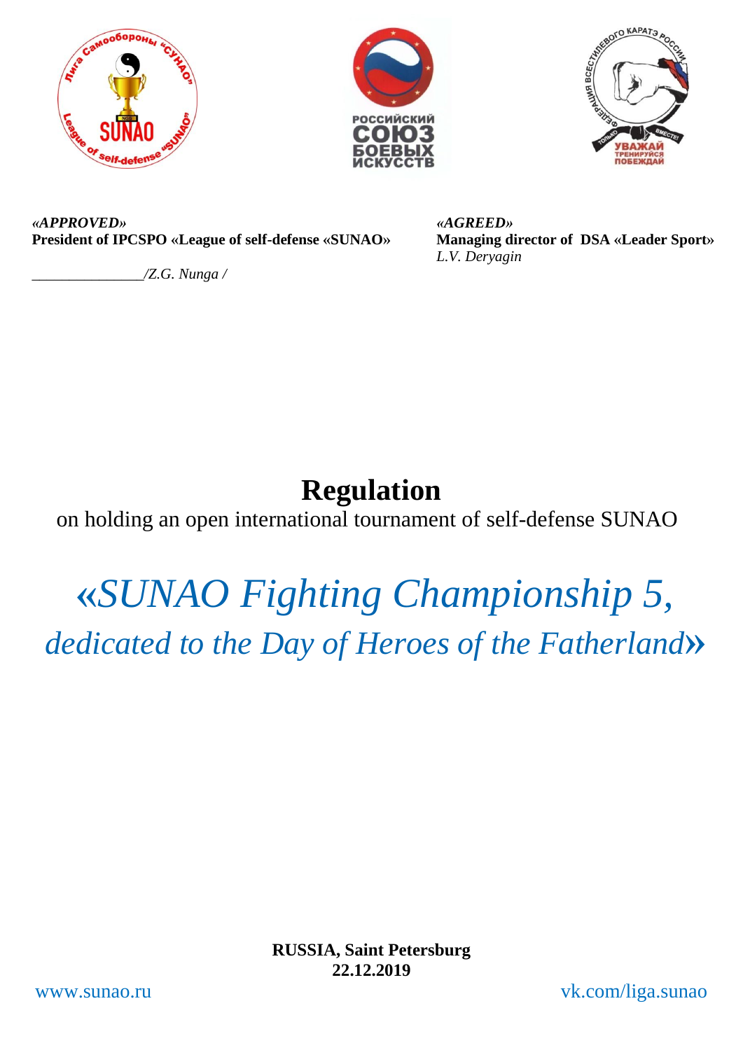*«APPROVED»*
**President of IPCSPO «League of self-defense «SUNAO»**

_______________/Z.G. Nunga /

*«AGREED»*
**Managing director of DSA «Leader Sport»**
*L.V. Deryagin*

# Regulation

on holding an open international tournament of self-defense SUNAO

## *«SUNAO Fighting Championship 5, dedicated to the Day of Heroes of the Fatherland»*

**RUSSIA, Saint Petersburg**
**22.12.2019**

www.sunao.ru

vk.com/liga.sunao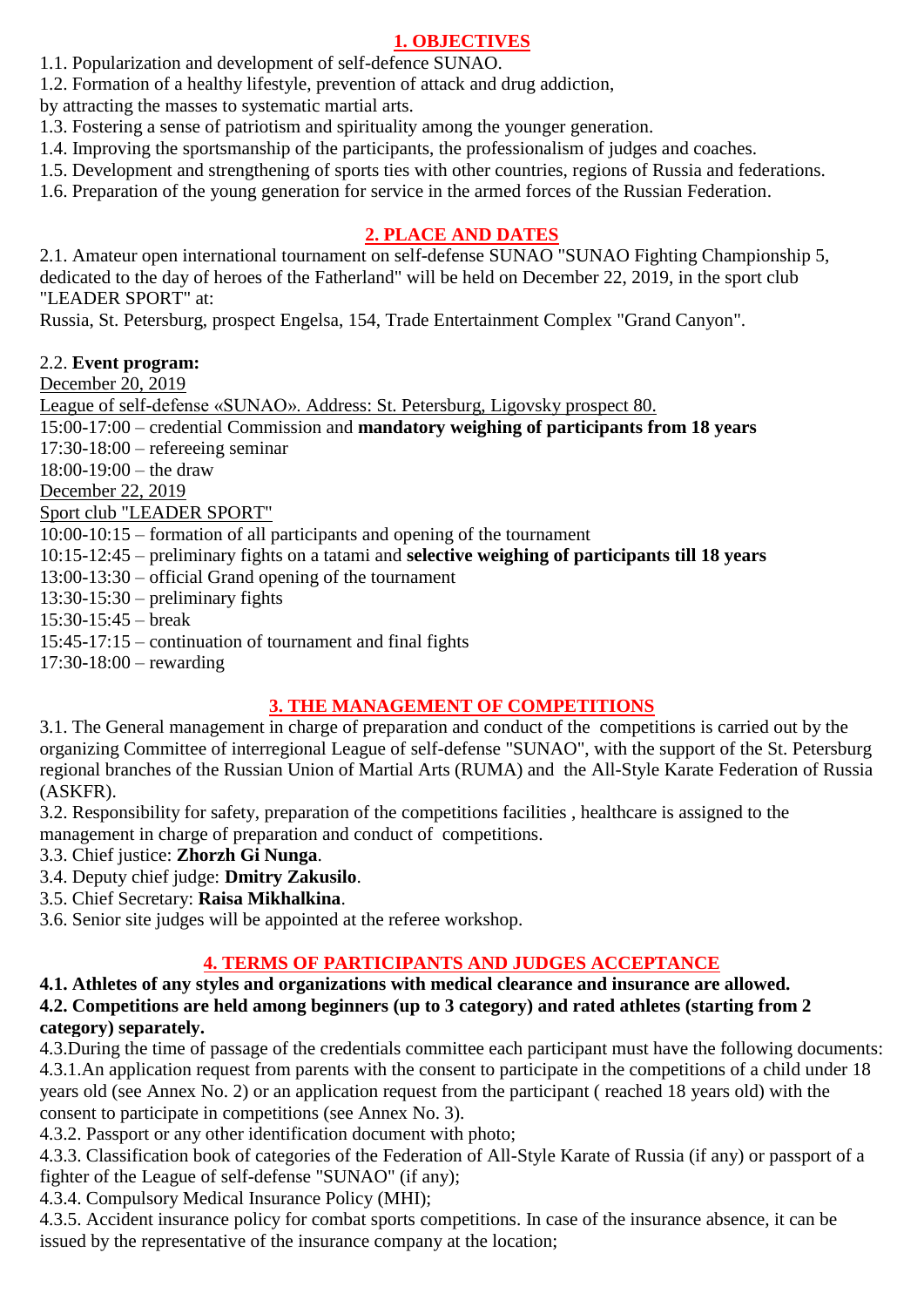## 1. OBJECTIVES

1.1. Popularization and development of self-defence SUNAO.

1.2. Formation of a healthy lifestyle, prevention of attack and drug addiction,
by attracting the masses to systematic martial arts.

1.3. Fostering a sense of patriotism and spirituality among the younger generation.

1.4. Improving the sportsmanship of the participants, the professionalism of judges and coaches.

1.5. Development and strengthening of sports ties with other countries, regions of Russia and federations.

1.6. Preparation of the young generation for service in the armed forces of the Russian Federation.

## 2. PLACE AND DATES

2.1. Amateur open international tournament on self-defense SUNAO "SUNAO Fighting Championship 5, dedicated to the day of heroes of the Fatherland" will be held on December 22, 2019, in the sport club "LEADER SPORT" at:
Russia, St. Petersburg, prospect Engelsa, 154, Trade Entertainment Complex "Grand Canyon".

2.2. **Event program:**

December 20, 2019

League of self-defense «SUNAO». Address: St. Petersburg, Ligovsky prospect 80.

15:00-17:00 – credential Commission and **mandatory weighing of participants from 18 years**
17:30-18:00 – refereeing seminar
18:00-19:00 – the draw

December 22, 2019

Sport club "LEADER SPORT"

10:00-10:15 – formation of all participants and opening of the tournament
10:15-12:45 – preliminary fights on a tatami and **selective weighing of participants till 18 years**
13:00-13:30 – official Grand opening of the tournament
13:30-15:30 – preliminary fights
15:30-15:45 – break
15:45-17:15 – continuation of tournament and final fights
17:30-18:00 – rewarding

## 3. THE MANAGEMENT OF COMPETITIONS

3.1. The General management in charge of preparation and conduct of the competitions is carried out by the organizing Committee of interregional League of self-defense "SUNAO", with the support of the St. Petersburg regional branches of the Russian Union of Martial Arts (RUMA) and the All-Style Karate Federation of Russia (ASKFR).

3.2. Responsibility for safety, preparation of the competitions facilities , healthcare is assigned to the management in charge of preparation and conduct of competitions.

3.3. Chief justice: **Zhorzh Gi Nunga**.

3.4. Deputy chief judge: **Dmitry Zakusilo**.

3.5. Chief Secretary: **Raisa Mikhalkina**.

3.6. Senior site judges will be appointed at the referee workshop.

## 4. TERMS OF PARTICIPANTS AND JUDGES ACCEPTANCE

**4.1. Athletes of any styles and organizations with medical clearance and insurance are allowed.**

**4.2. Competitions are held among beginners (up to 3 category) and rated athletes (starting from 2 category) separately.**

4.3.During the time of passage of the credentials committee each participant must have the following documents:

4.3.1.An application request from parents with the consent to participate in the competitions of a child under 18 years old (see Annex No. 2) or an application request from the participant ( reached 18 years old) with the consent to participate in competitions (see Annex No. 3).

4.3.2. Passport or any other identification document with photo;

4.3.3. Classification book of categories of the Federation of All-Style Karate of Russia (if any) or passport of a fighter of the League of self-defense "SUNAO" (if any);

4.3.4. Compulsory Medical Insurance Policy (MHI);

4.3.5. Accident insurance policy for combat sports competitions. In case of the insurance absence, it can be issued by the representative of the insurance company at the location;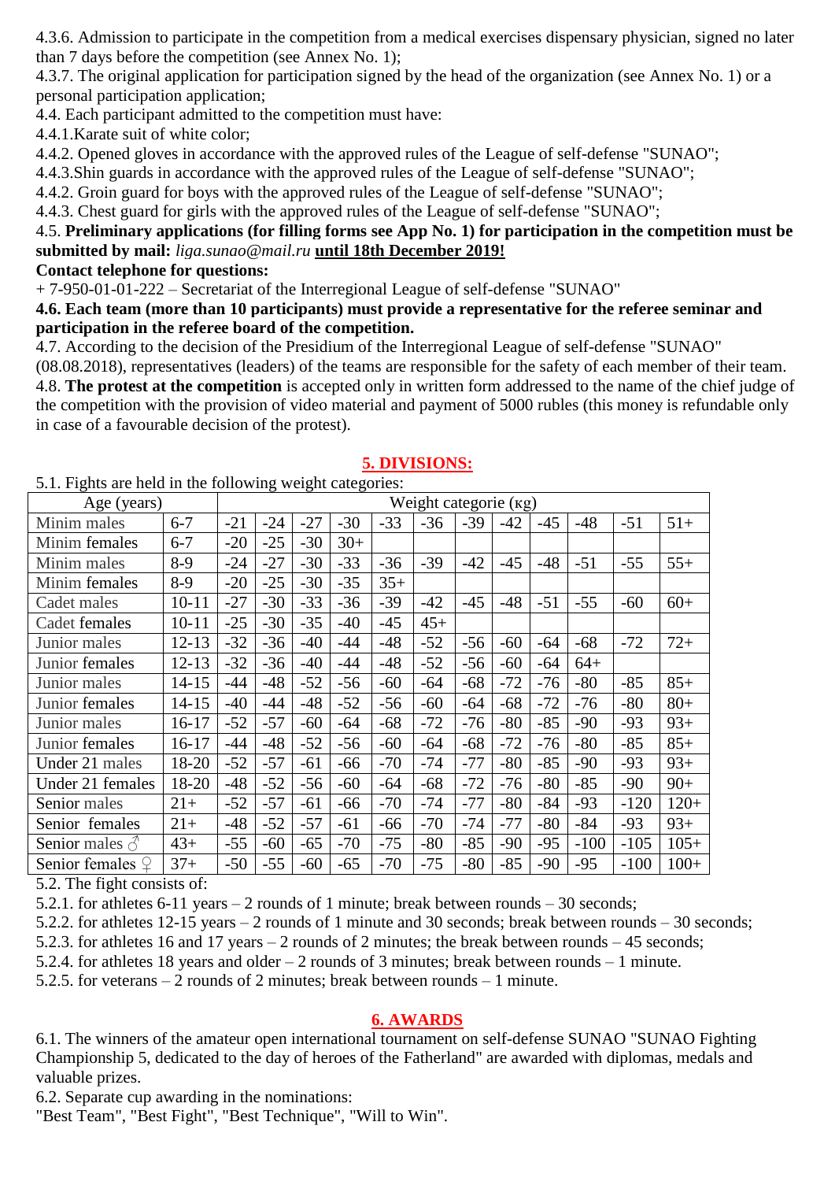4.3.6. Admission to participate in the competition from a medical exercises dispensary physician, signed no later than 7 days before the competition (see Annex No. 1);

4.3.7. The original application for participation signed by the head of the organization (see Annex No. 1) or a personal participation application;

4.4. Each participant admitted to the competition must have:

4.4.1.Karate suit of white color;

4.4.2. Opened gloves in accordance with the approved rules of the League of self-defense "SUNAO";

4.4.3.Shin guards in accordance with the approved rules of the League of self-defense "SUNAO";

4.4.2. Groin guard for boys with the approved rules of the League of self-defense "SUNAO";

4.4.3. Chest guard for girls with the approved rules of the League of self-defense "SUNAO";

4.5. **Preliminary applications (for filling forms see App No. 1) for participation in the competition must be submitted by mail:** *liga.sunao@mail.ru* **until 18th December 2019!**

**Contact telephone for questions:**

+ 7-950-01-01-222 – Secretariat of the Interregional League of self-defense "SUNAO"

**4.6. Each team (more than 10 participants) must provide a representative for the referee seminar and participation in the referee board of the competition.**

4.7. According to the decision of the Presidium of the Interregional League of self-defense "SUNAO" (08.08.2018), representatives (leaders) of the teams are responsible for the safety of each member of their team.

4.8. **The protest at the competition** is accepted only in written form addressed to the name of the chief judge of the competition with the provision of video material and payment of 5000 rubles (this money is refundable only in case of a favourable decision of the protest).

## 5. DIVISIONS:

5.1. Fights are held in the following weight categories:

| Age (years) | | Weight categorie (кg) | | | | | | | | | | | |
|---|---|---|---|---|---|---|---|---|---|---|---|---|---|
| Minim males | 6-7 | -21 | -24 | -27 | -30 | -33 | -36 | -39 | -42 | -45 | -48 | -51 | 51+ |
| Minim females | 6-7 | -20 | -25 | -30 | 30+ | | | | | | | | |
| Minim males | 8-9 | -24 | -27 | -30 | -33 | -36 | -39 | -42 | -45 | -48 | -51 | -55 | 55+ |
| Minim females | 8-9 | -20 | -25 | -30 | -35 | 35+ | | | | | | | |
| Cadet males | 10-11 | -27 | -30 | -33 | -36 | -39 | -42 | -45 | -48 | -51 | -55 | -60 | 60+ |
| Cadet females | 10-11 | -25 | -30 | -35 | -40 | -45 | 45+ | | | | | | |
| Junior males | 12-13 | -32 | -36 | -40 | -44 | -48 | -52 | -56 | -60 | -64 | -68 | -72 | 72+ |
| Junior females | 12-13 | -32 | -36 | -40 | -44 | -48 | -52 | -56 | -60 | -64 | 64+ | | |
| Junior males | 14-15 | -44 | -48 | -52 | -56 | -60 | -64 | -68 | -72 | -76 | -80 | -85 | 85+ |
| Junior females | 14-15 | -40 | -44 | -48 | -52 | -56 | -60 | -64 | -68 | -72 | -76 | -80 | 80+ |
| Junior males | 16-17 | -52 | -57 | -60 | -64 | -68 | -72 | -76 | -80 | -85 | -90 | -93 | 93+ |
| Junior females | 16-17 | -44 | -48 | -52 | -56 | -60 | -64 | -68 | -72 | -76 | -80 | -85 | 85+ |
| Under 21 males | 18-20 | -52 | -57 | -61 | -66 | -70 | -74 | -77 | -80 | -85 | -90 | -93 | 93+ |
| Under 21 females | 18-20 | -48 | -52 | -56 | -60 | -64 | -68 | -72 | -76 | -80 | -85 | -90 | 90+ |
| Senior males | 21+ | -52 | -57 | -61 | -66 | -70 | -74 | -77 | -80 | -84 | -93 | -120 | 120+ |
| Senior females | 21+ | -48 | -52 | -57 | -61 | -66 | -70 | -74 | -77 | -80 | -84 | -93 | 93+ |
| Senior males ♂ | 43+ | -55 | -60 | -65 | -70 | -75 | -80 | -85 | -90 | -95 | -100 | -105 | 105+ |
| Senior females ♀ | 37+ | -50 | -55 | -60 | -65 | -70 | -75 | -80 | -85 | -90 | -95 | -100 | 100+ |

5.2. The fight consists of:

5.2.1. for athletes 6-11 years – 2 rounds of 1 minute; break between rounds – 30 seconds;

5.2.2. for athletes 12-15 years – 2 rounds of 1 minute and 30 seconds; break between rounds – 30 seconds;

5.2.3. for athletes 16 and 17 years – 2 rounds of 2 minutes; the break between rounds – 45 seconds;

5.2.4. for athletes 18 years and older – 2 rounds of 3 minutes; break between rounds – 1 minute.

5.2.5. for veterans – 2 rounds of 2 minutes; break between rounds – 1 minute.

## 6. AWARDS

6.1. The winners of the amateur open international tournament on self-defense SUNAO "SUNAO Fighting Championship 5, dedicated to the day of heroes of the Fatherland" are awarded with diplomas, medals and valuable prizes.

6.2. Separate cup awarding in the nominations:

"Best Team", "Best Fight", "Best Technique", "Will to Win".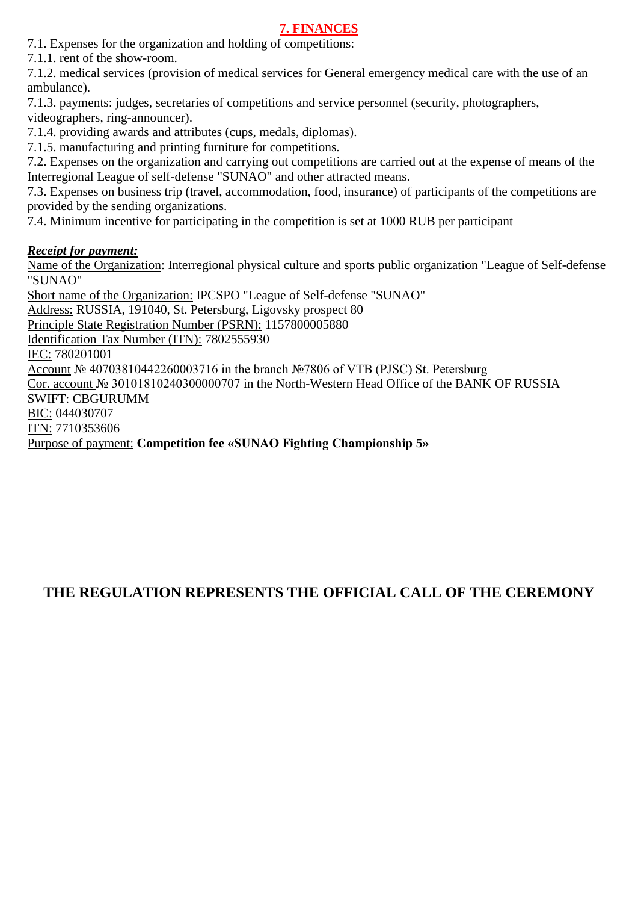## 7. FINANCES

7.1. Expenses for the organization and holding of competitions:

7.1.1. rent of the show-room.

7.1.2. medical services (provision of medical services for General emergency medical care with the use of an ambulance).

7.1.3. payments: judges, secretaries of competitions and service personnel (security, photographers, videographers, ring-announcer).

7.1.4. providing awards and attributes (cups, medals, diplomas).

7.1.5. manufacturing and printing furniture for competitions.

7.2. Expenses on the organization and carrying out competitions are carried out at the expense of means of the Interregional League of self-defense "SUNAO" and other attracted means.

7.3. Expenses on business trip (travel, accommodation, food, insurance) of participants of the competitions are provided by the sending organizations.

7.4. Minimum incentive for participating in the competition is set at 1000 RUB per participant

***Receipt for payment:***

Name of the Organization: Interregional physical culture and sports public organization "League of Self-defense "SUNAO"

Short name of the Organization: IPCSPO "League of Self-defense "SUNAO"

Address: RUSSIA, 191040, St. Petersburg, Ligovsky prospect 80

Principle State Registration Number (PSRN): 1157800005880

Identification Tax Number (ITN): 7802555930

IEC: 780201001

Account № 40703810442260003716 in the branch №7806 of VTB (PJSC) St. Petersburg

Cor. account № 30101810240300000707 in the North-Western Head Office of the BANK OF RUSSIA

SWIFT: CBGURUMM

BIC: 044030707

ITN: 7710353606

Purpose of payment: **Competition fee «SUNAO Fighting Championship 5»**

**THE REGULATION REPRESENTS THE OFFICIAL CALL OF THE CEREMONY**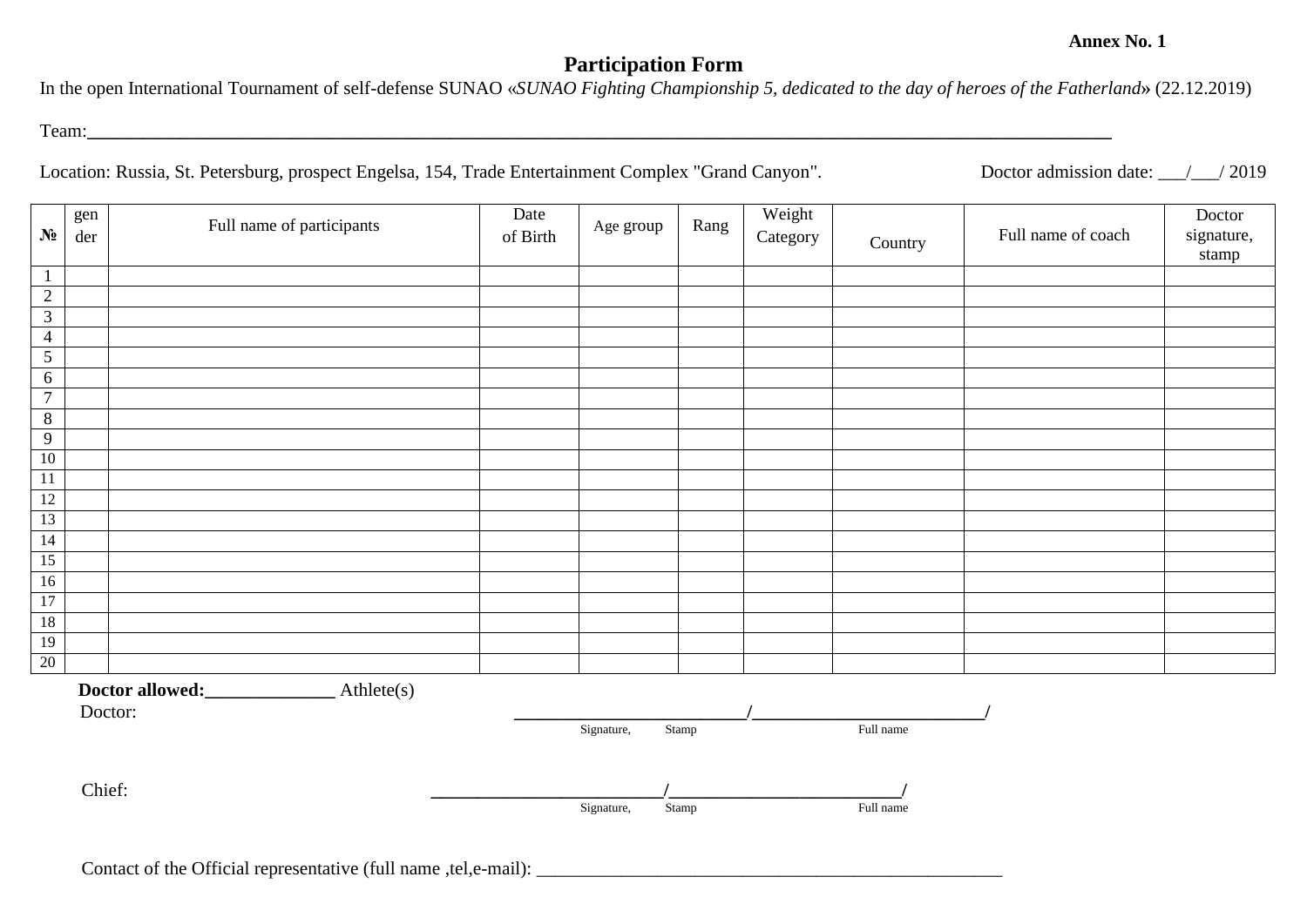**Annex No. 1**

## Participation Form

In the open International Tournament of self-defense SUNAO «*SUNAO Fighting Championship 5, dedicated to the day of heroes of the Fatherland*» (22.12.2019)

Team:\_\_\_\_\_\_\_\_\_\_\_\_\_\_\_\_\_\_\_\_\_\_\_\_\_\_\_\_\_\_\_\_\_\_\_\_\_\_\_\_\_\_\_\_\_\_\_\_\_\_\_\_\_\_\_\_\_\_\_\_\_\_\_\_\_\_\_\_\_\_\_\_\_\_\_\_\_\_\_\_

Location: Russia, St. Petersburg, prospect Engelsa, 154, Trade Entertainment Complex "Grand Canyon".

Doctor admission date: \_\_\_/\_\_\_/ 2019

| № | gender | Full name of participants | Date of Birth | Age group | Rang | Weight Category | Country | Full name of coach | Doctor signature, stamp |
|---|---|---|---|---|---|---|---|---|---|
| 1 | | | | | | | | | |
| 2 | | | | | | | | | |
| 3 | | | | | | | | | |
| 4 | | | | | | | | | |
| 5 | | | | | | | | | |
| 6 | | | | | | | | | |
| 7 | | | | | | | | | |
| 8 | | | | | | | | | |
| 9 | | | | | | | | | |
| 10 | | | | | | | | | |
| 11 | | | | | | | | | |
| 12 | | | | | | | | | |
| 13 | | | | | | | | | |
| 14 | | | | | | | | | |
| 15 | | | | | | | | | |
| 16 | | | | | | | | | |
| 17 | | | | | | | | | |
| 18 | | | | | | | | | |
| 19 | | | | | | | | | |
| 20 | | | | | | | | | |

**Doctor allowed:\_\_\_\_\_\_\_\_\_\_\_\_\_\_** Athlete(s)

Doctor: \_\_\_\_\_\_\_\_\_\_\_\_\_\_\_\_\_\_\_\_\_\_\_\_\_/\_\_\_\_\_\_\_\_\_\_\_\_\_\_\_\_\_\_\_\_\_\_\_\_\_/

Signature, Stamp — Full name

Chief: \_\_\_\_\_\_\_\_\_\_\_\_\_\_\_\_\_\_\_\_\_\_\_\_\_/\_\_\_\_\_\_\_\_\_\_\_\_\_\_\_\_\_\_\_\_\_\_\_\_\_/

Signature, Stamp — Full name

Contact of the Official representative (full name ,tel,e-mail): \_\_\_\_\_\_\_\_\_\_\_\_\_\_\_\_\_\_\_\_\_\_\_\_\_\_\_\_\_\_\_\_\_\_\_\_\_\_\_\_\_\_\_\_\_\_\_\_\_\_\_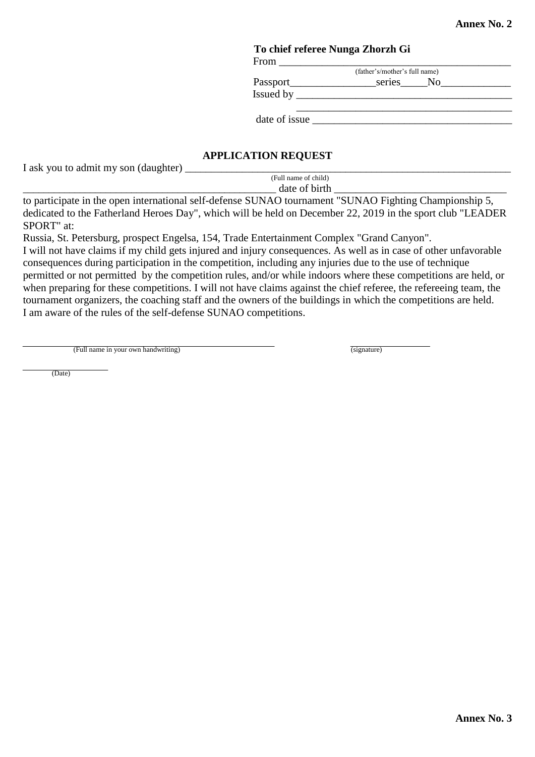**Annex No. 2**

**To chief referee Nunga Zhorzh Gi**

From ___________________________________________
(father's/mother's full name)

Passport________________series_____No_____________

Issued by _________________________________________

_________________________________________

date of issue _____________________________________

## APPLICATION REQUEST

I ask you to admit my son (daughter) _________________________________________________________________
(Full name of child)

____________________________________________ date of birth _______________________________

to participate in the open international self-defense SUNAO tournament "SUNAO Fighting Championship 5, dedicated to the Fatherland Heroes Day", which will be held on December 22, 2019 in the sport club "LEADER SPORT" at:

Russia, St. Petersburg, prospect Engelsa, 154, Trade Entertainment Complex "Grand Canyon".

I will not have claims if my child gets injured and injury consequences. As well as in case of other unfavorable consequences during participation in the competition, including any injuries due to the use of technique permitted or not permitted by the competition rules, and/or while indoors where these competitions are held, or when preparing for these competitions. I will not have claims against the chief referee, the refereeing team, the tournament organizers, the coaching staff and the owners of the buildings in which the competitions are held.

I am aware of the rules of the self-defense SUNAO competitions.

_____________________________________________ (Full name in your own handwriting)

_______________ (signature)

_______________ (Date)

**Annex No. 3**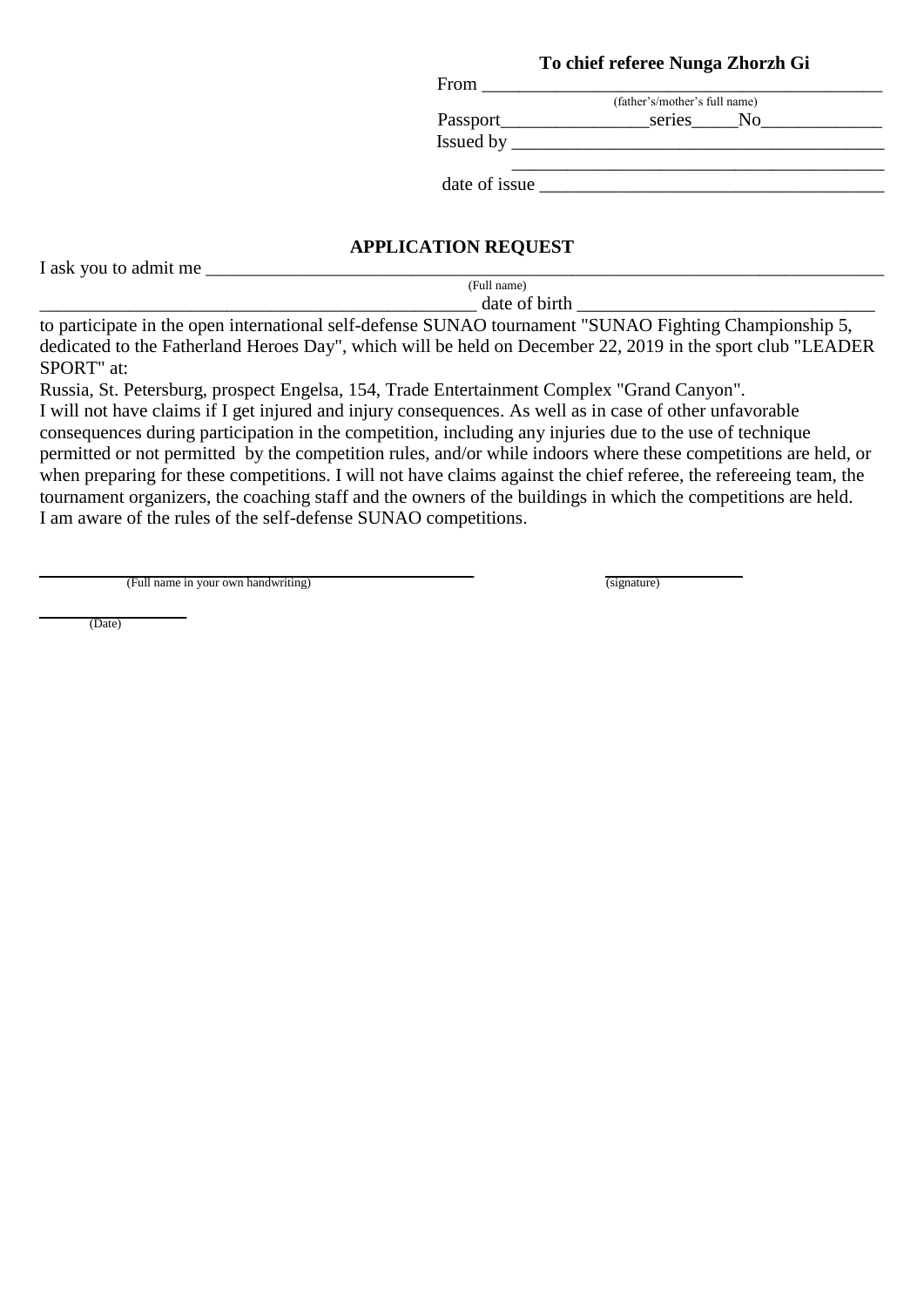**To chief referee Nunga Zhorzh Gi**

From ___________________________________________

(father's/mother's full name)

Passport________________series_____No_____________

Issued by ________________________________________

_________________________________________

date of issue _____________________________________

## APPLICATION REQUEST

I ask you to admit me ________________________________________________________________________

(Full name)

_______________________________________________ date of birth ________________________________

to participate in the open international self-defense SUNAO tournament "SUNAO Fighting Championship 5, dedicated to the Fatherland Heroes Day", which will be held on December 22, 2019 in the sport club "LEADER SPORT" at:

Russia, St. Petersburg, prospect Engelsa, 154, Trade Entertainment Complex "Grand Canyon".

I will not have claims if I get injured and injury consequences. As well as in case of other unfavorable consequences during participation in the competition, including any injuries due to the use of technique permitted or not permitted by the competition rules, and/or while indoors where these competitions are held, or when preparing for these competitions. I will not have claims against the chief referee, the refereeing team, the tournament organizers, the coaching staff and the owners of the buildings in which the competitions are held.

I am aware of the rules of the self-defense SUNAO competitions.

_______________________________________________ _______________

(Full name in your own handwriting) (signature)

_______________

(Date)